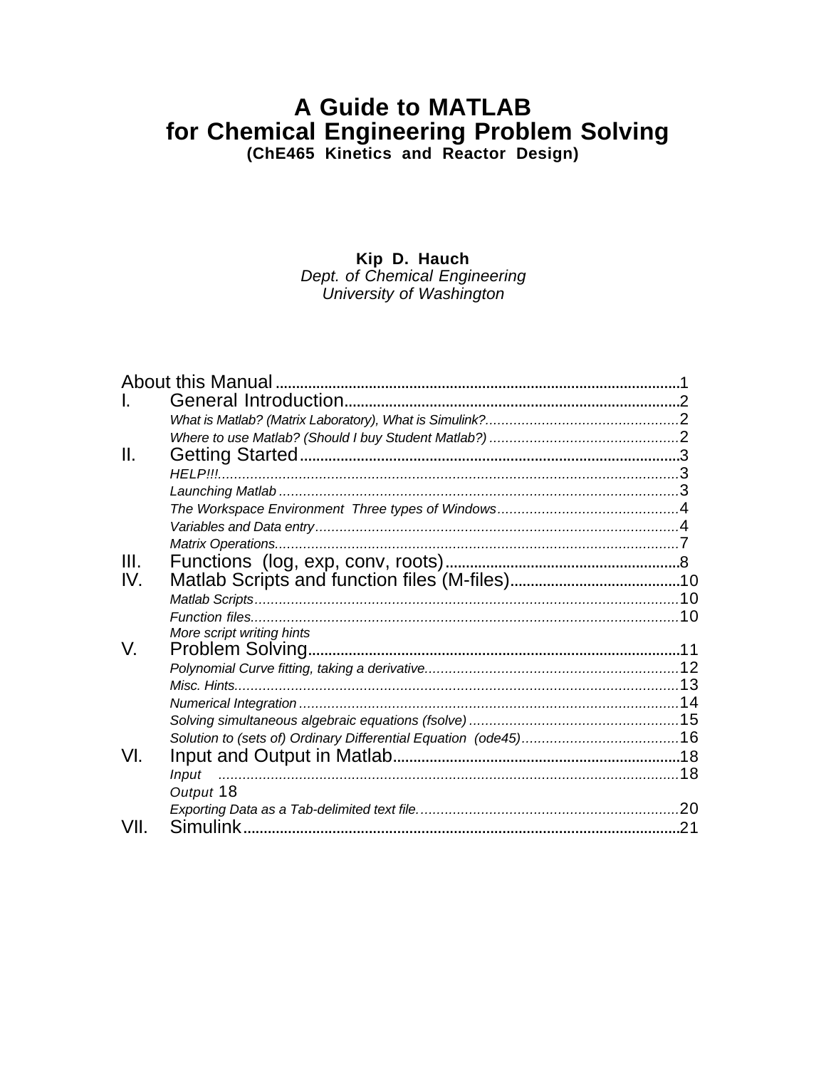# A Guide to MATLAB for Chemical Engineering Problem Solving

**(ChE465 Kinetics and Reactor Design)**

**Kip D. Hauch**
*Dept. of Chemical Engineering*
*University of Washington*

About this Manual ........................................................................................1

I. General Introduction........................................................................................2
   - *What is Matlab? (Matrix Laboratory), What is Simulink?*........................................2
   - *Where to use Matlab? (Should I buy Student Matlab?)*........................................2

II. Getting Started........................................................................................3
   - *HELP!!!*........................................................................................3
   - *Launching Matlab*........................................................................................3
   - *The Workspace Environment Three types of Windows*........................................4
   - *Variables and Data entry*........................................................................................4
   - *Matrix Operations*........................................................................................7

III. Functions (log, exp, conv, roots)........................................................................................8

IV. Matlab Scripts and function files (M-files)........................................................................................10
   - *Matlab Scripts*........................................................................................10
   - *Function files*........................................................................................10
   - *More script writing hints*

V. Problem Solving........................................................................................11
   - *Polynomial Curve fitting, taking a derivative*........................................................................................12
   - *Misc. Hints*........................................................................................13
   - *Numerical Integration*........................................................................................14
   - *Solving simultaneous algebraic equations (fsolve)*........................................................................................15
   - *Solution to (sets of) Ordinary Differential Equation (ode45)*........................................................................................16

VI. Input and Output in Matlab........................................................................................18
   - *Input*........................................................................................18
   - *Output* 18
   - *Exporting Data as a Tab-delimited text file*........................................................................................20

VII. Simulink........................................................................................21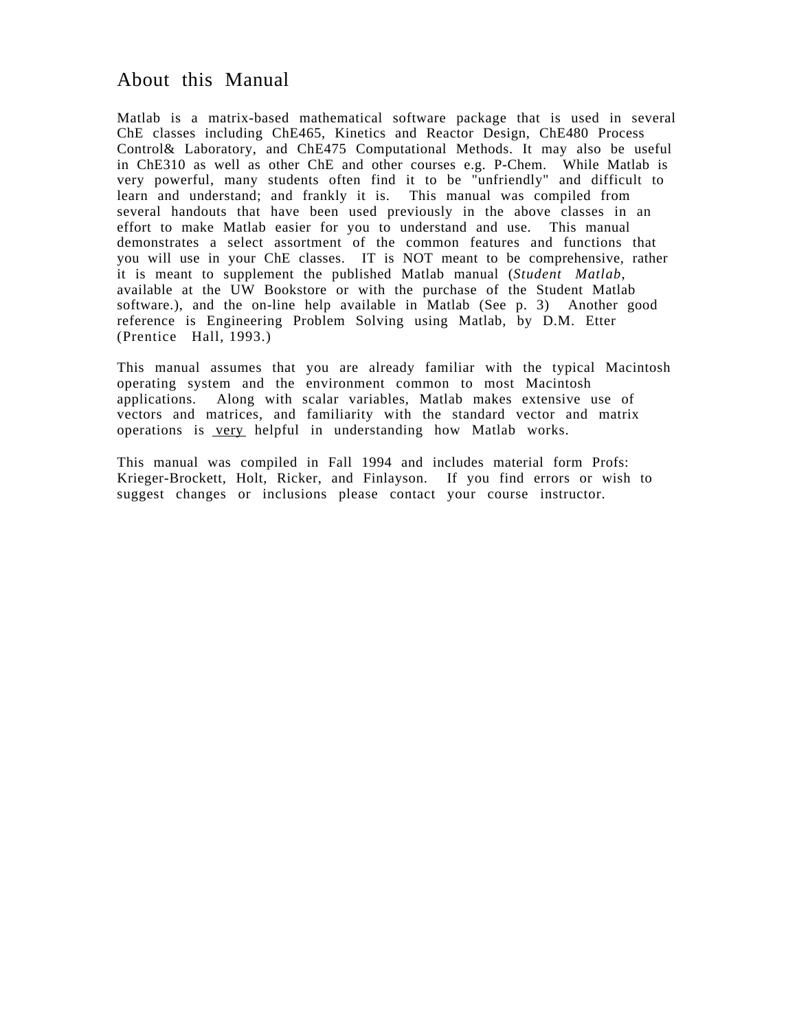# About this Manual

Matlab is a matrix-based mathematical software package that is used in several ChE classes including ChE465, Kinetics and Reactor Design, ChE480 Process Control& Laboratory, and ChE475 Computational Methods. It may also be useful in ChE310 as well as other ChE and other courses e.g. P-Chem. While Matlab is very powerful, many students often find it to be "unfriendly" and difficult to learn and understand; and frankly it is. This manual was compiled from several handouts that have been used previously in the above classes in an effort to make Matlab easier for you to understand and use. This manual demonstrates a select assortment of the common features and functions that you will use in your ChE classes. IT is NOT meant to be comprehensive, rather it is meant to supplement the published Matlab manual (*Student Matlab*, available at the UW Bookstore or with the purchase of the Student Matlab software.), and the on-line help available in Matlab (See p. 3) Another good reference is Engineering Problem Solving using Matlab, by D.M. Etter (Prentice Hall, 1993.)

This manual assumes that you are already familiar with the typical Macintosh operating system and the environment common to most Macintosh applications. Along with scalar variables, Matlab makes extensive use of vectors and matrices, and familiarity with the standard vector and matrix operations is <u>very</u> helpful in understanding how Matlab works.

This manual was compiled in Fall 1994 and includes material form Profs: Krieger-Brockett, Holt, Ricker, and Finlayson. If you find errors or wish to suggest changes or inclusions please contact your course instructor.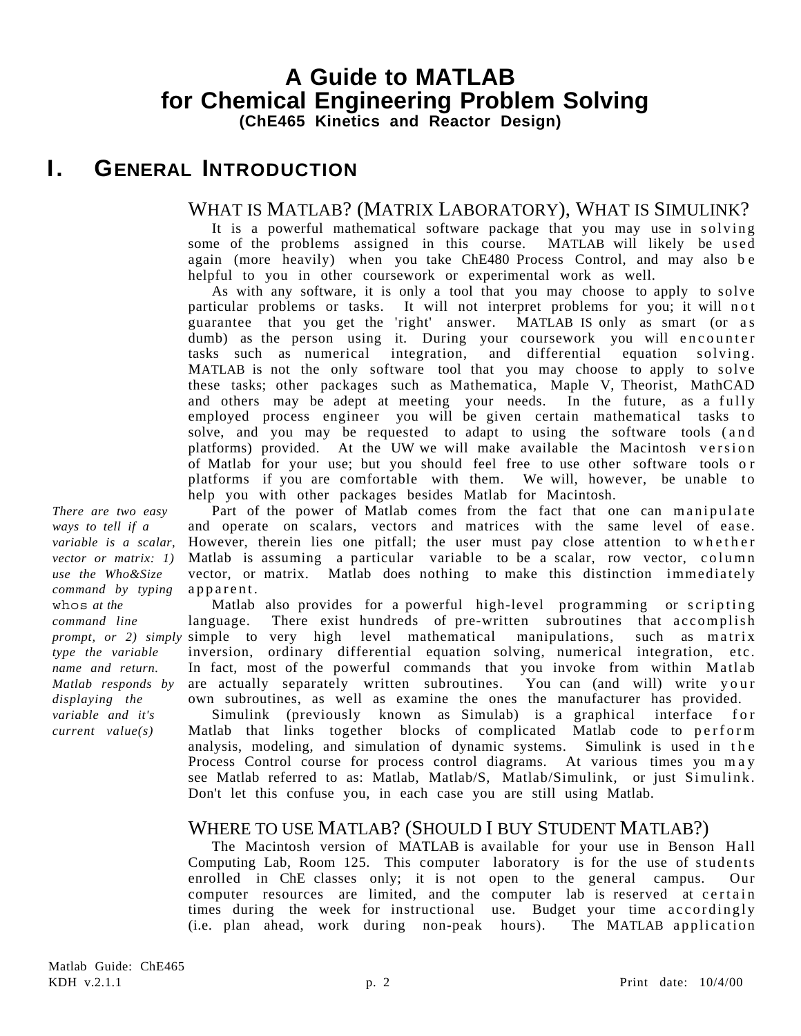# A Guide to MATLAB for Chemical Engineering Problem Solving

**(ChE465 Kinetics and Reactor Design)**

## I. GENERAL INTRODUCTION

### WHAT IS MATLAB? (MATRIX LABORATORY), WHAT IS SIMULINK?

It is a powerful mathematical software package that you may use in solving some of the problems assigned in this course. MATLAB will likely be used again (more heavily) when you take ChE480 Process Control, and may also be helpful to you in other coursework or experimental work as well.

As with any software, it is only a tool that you may choose to apply to solve particular problems or tasks. It will not interpret problems for you; it will not guarantee that you get the 'right' answer. MATLAB IS only as smart (or as dumb) as the person using it. During your coursework you will encounter tasks such as numerical integration, and differential equation solving. MATLAB is not the only software tool that you may choose to apply to solve these tasks; other packages such as Mathematica, Maple V, Theorist, MathCAD and others may be adept at meeting your needs. In the future, as a fully employed process engineer you will be given certain mathematical tasks to solve, and you may be requested to adapt to using the software tools (and platforms) provided. At the UW we will make available the Macintosh version of Matlab for your use; but you should feel free to use other software tools or platforms if you are comfortable with them. We will, however, be unable to help you with other packages besides Matlab for Macintosh.

*There are two easy ways to tell if a variable is a scalar, vector or matrix: 1) use the Who&Size command by typing* `whos` *at the command line prompt, or 2) simply type the variable name and return. Matlab responds by displaying the variable and it's current value(s)*

Part of the power of Matlab comes from the fact that one can manipulate and operate on scalars, vectors and matrices with the same level of ease. However, therein lies one pitfall; the user must pay close attention to whether Matlab is assuming a particular variable to be a scalar, row vector, column vector, or matrix. Matlab does nothing to make this distinction immediately apparent.

Matlab also provides for a powerful high-level programming or scripting language. There exist hundreds of pre-written subroutines that accomplish simple to very high level mathematical manipulations, such as matrix inversion, ordinary differential equation solving, numerical integration, etc. In fact, most of the powerful commands that you invoke from within Matlab are actually separately written subroutines. You can (and will) write your own subroutines, as well as examine the ones the manufacturer has provided.

Simulink (previously known as Simulab) is a graphical interface for Matlab that links together blocks of complicated Matlab code to perform analysis, modeling, and simulation of dynamic systems. Simulink is used in the Process Control course for process control diagrams. At various times you may see Matlab referred to as: Matlab, Matlab/S, Matlab/Simulink, or just Simulink. Don't let this confuse you, in each case you are still using Matlab.

### WHERE TO USE MATLAB? (SHOULD I BUY STUDENT MATLAB?)

The Macintosh version of MATLAB is available for your use in Benson Hall Computing Lab, Room 125. This computer laboratory is for the use of students enrolled in ChE classes only; it is not open to the general campus. Our computer resources are limited, and the computer lab is reserved at certain times during the week for instructional use. Budget your time accordingly (i.e. plan ahead, work during non-peak hours). The MATLAB application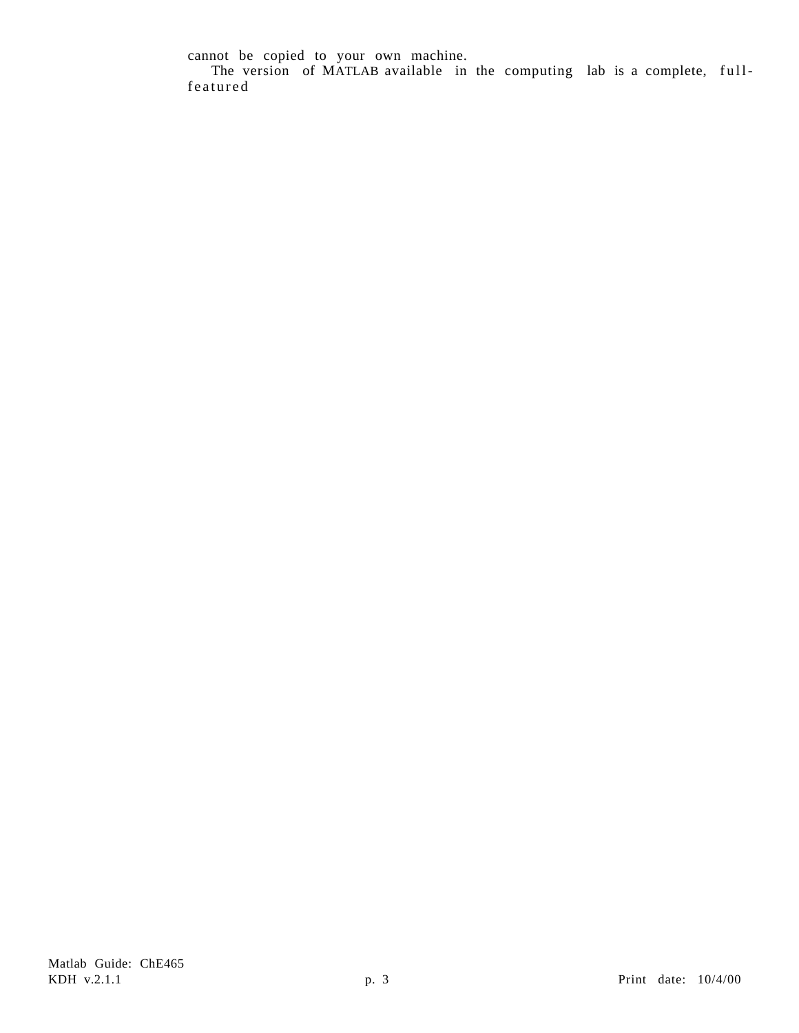cannot be copied to your own machine.

The version of MATLAB available in the computing lab is a complete, full-featured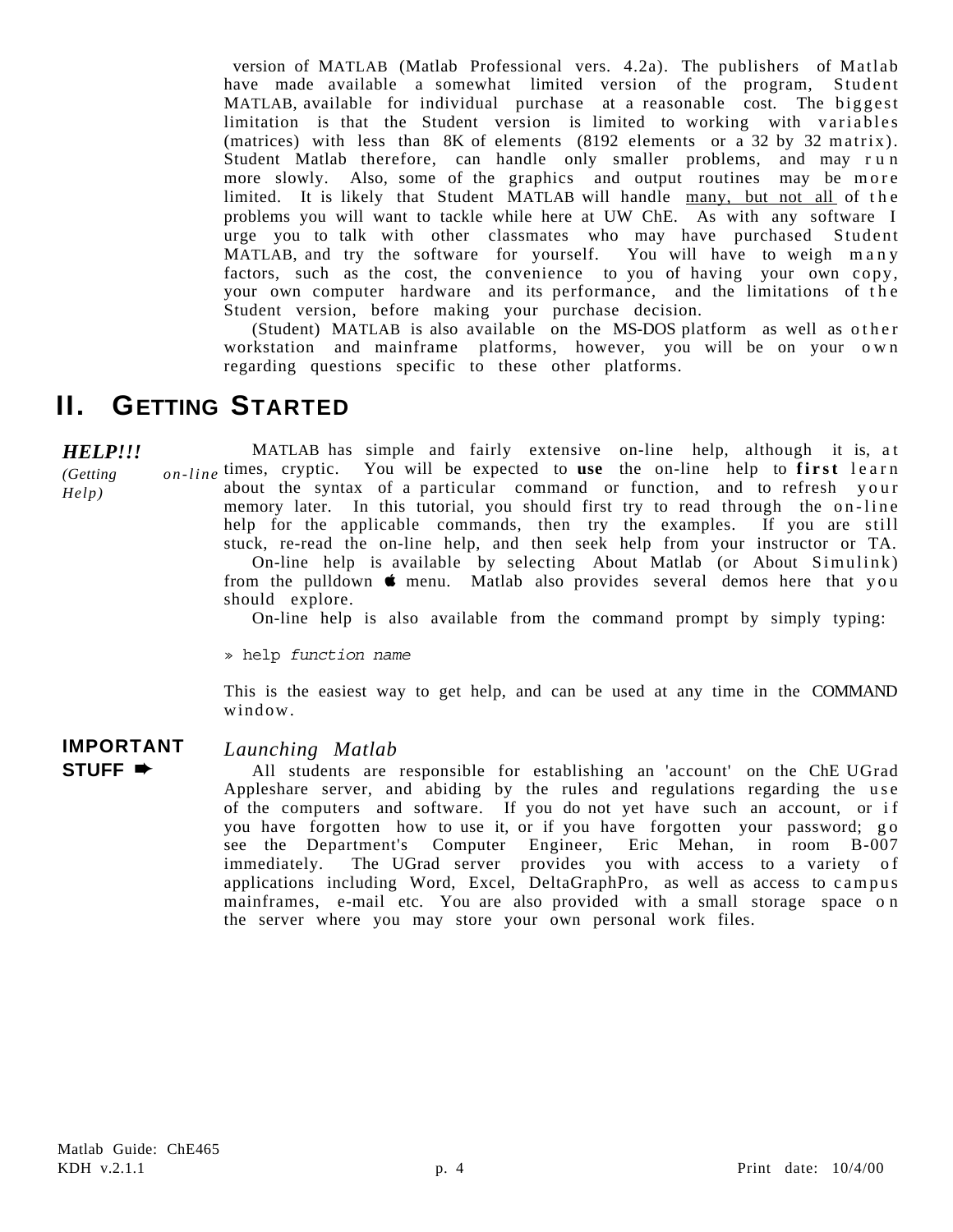version of MATLAB (Matlab Professional vers. 4.2a). The publishers of Matlab have made available a somewhat limited version of the program, Student MATLAB, available for individual purchase at a reasonable cost. The biggest limitation is that the Student version is limited to working with variables (matrices) with less than 8K of elements (8192 elements or a 32 by 32 matrix). Student Matlab therefore, can handle only smaller problems, and may run more slowly. Also, some of the graphics and output routines may be more limited. It is likely that Student MATLAB will handle many, but not all of the problems you will want to tackle while here at UW ChE. As with any software I urge you to talk with other classmates who may have purchased Student MATLAB, and try the software for yourself. You will have to weigh many factors, such as the cost, the convenience to you of having your own copy, your own computer hardware and its performance, and the limitations of the Student version, before making your purchase decision.

(Student) MATLAB is also available on the MS-DOS platform as well as other workstation and mainframe platforms, however, you will be on your own regarding questions specific to these other platforms.

# II. GETTING STARTED

***HELP!!!***

*(Getting on-line Help)*

MATLAB has simple and fairly extensive on-line help, although it is, at times, cryptic. You will be expected to **use** the on-line help to **first** learn about the syntax of a particular command or function, and to refresh your memory later. In this tutorial, you should first try to read through the on-line help for the applicable commands, then try the examples. If you are still stuck, re-read the on-line help, and then seek help from your instructor or TA.

On-line help is available by selecting About Matlab (or About Simulink) from the pulldown  menu. Matlab also provides several demos here that you should explore.

On-line help is also available from the command prompt by simply typing:

» help *function name*

This is the easiest way to get help, and can be used at any time in the COMMAND window.

**IMPORTANT STUFF ➨**

*Launching Matlab*

All students are responsible for establishing an 'account' on the ChE UGrad Appleshare server, and abiding by the rules and regulations regarding the use of the computers and software. If you do not yet have such an account, or if you have forgotten how to use it, or if you have forgotten your password; go see the Department's Computer Engineer, Eric Mehan, in room B-007 immediately. The UGrad server provides you with access to a variety of applications including Word, Excel, DeltaGraphPro, as well as access to campus mainframes, e-mail etc. You are also provided with a small storage space on the server where you may store your own personal work files.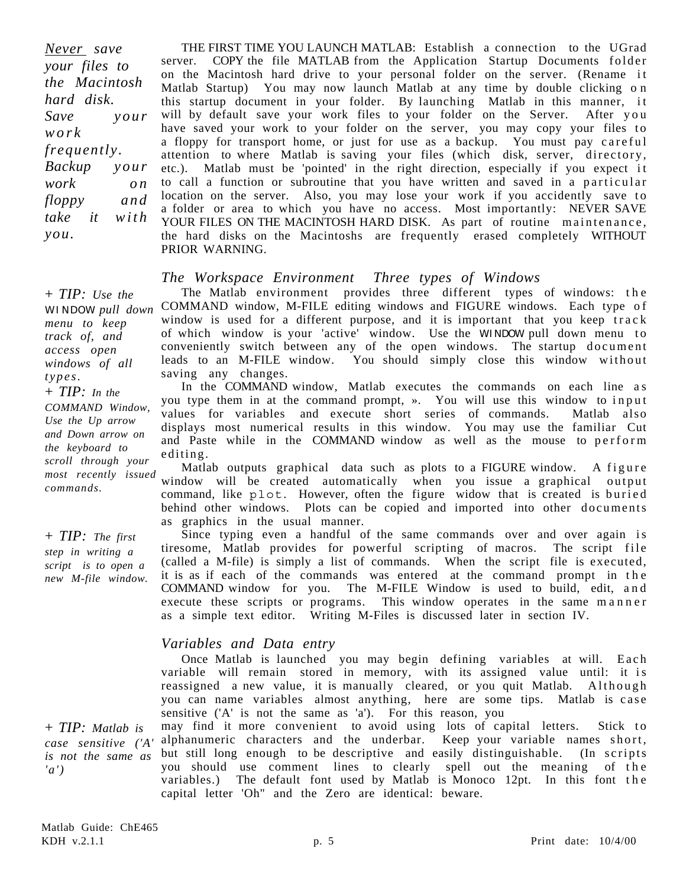*Never save your files to the Macintosh hard disk. Save your work frequently. Backup your work on floppy and take with you.*

THE FIRST TIME YOU LAUNCH MATLAB: Establish a connection to the UGrad server. COPY the file MATLAB from the Application Startup Documents folder on the Macintosh hard drive to your personal folder on the server. (Rename it Matlab Startup) You may now launch Matlab at any time by double clicking on this startup document in your folder. By launching Matlab in this manner, it will by default save your work files to your folder on the Server. After you have saved your work to your folder on the server, you may copy your files to a floppy for transport home, or just for use as a backup. You must pay careful attention to where Matlab is saving your files (which disk, server, directory, etc.). Matlab must be 'pointed' in the right direction, especially if you expect it to call a function or subroutine that you have written and saved in a particular location on the server. Also, you may lose your work if you accidently save to a folder or area to which you have no access. Most importantly: NEVER SAVE YOUR FILES ON THE MACINTOSH HARD DISK. As part of routine maintenance, the hard disks on the Macintoshs are frequently erased completely WITHOUT PRIOR WARNING.

### *The Workspace Environment Three types of Windows*

*+ TIP: Use the WINDOW pull down menu to keep track of, and access open windows of all types.*

*+ TIP: In the COMMAND Window, Use the Up arrow and Down arrow on the keyboard to scroll through your most recently issued commands.*

The Matlab environment provides three different types of windows: the COMMAND window, M-FILE editing windows and FIGURE windows. Each type of window is used for a different purpose, and it is important that you keep track of which window is your 'active' window. Use the WINDOW pull down menu to conveniently switch between any of the open windows. The startup document leads to an M-FILE window. You should simply close this window without saving any changes.

In the COMMAND window, Matlab executes the commands on each line as you type them in at the command prompt, ». You will use this window to input values for variables and execute short series of commands. Matlab also displays most numerical results in this window. You may use the familiar Cut and Paste while in the COMMAND window as well as the mouse to perform editing.

Matlab outputs graphical data such as plots to a FIGURE window. A figure window will be created automatically when you issue a graphical output command, like `plot`. However, often the figure widow that is created is buried behind other windows. Plots can be copied and imported into other documents as graphics in the usual manner.

*+ TIP: The first step in writing a script is to open a new M-file window.*

Since typing even a handful of the same commands over and over again is tiresome, Matlab provides for powerful scripting of macros. The script file (called a M-file) is simply a list of commands. When the script file is executed, it is as if each of the commands was entered at the command prompt in the COMMAND window for you. The M-FILE Window is used to build, edit, and execute these scripts or programs. This window operates in the same manner as a simple text editor. Writing M-Files is discussed later in section IV.

### *Variables and Data entry*

*+ TIP: Matlab is case sensitive ('A' is not the same as 'a')*

Once Matlab is launched you may begin defining variables at will. Each variable will remain stored in memory, with its assigned value until: it is reassigned a new value, it is manually cleared, or you quit Matlab. Although you can name variables almost anything, here are some tips. Matlab is case sensitive ('A' is not the same as 'a'). For this reason, you may find it more convenient to avoid using lots of capital letters. Stick to alphanumeric characters and the underbar. Keep your variable names short, but still long enough to be descriptive and easily distinguishable. (In scripts you should use comment lines to clearly spell out the meaning of the variables.) The default font used by Matlab is Monoco 12pt. In this font the capital letter 'Oh" and the Zero are identical: beware.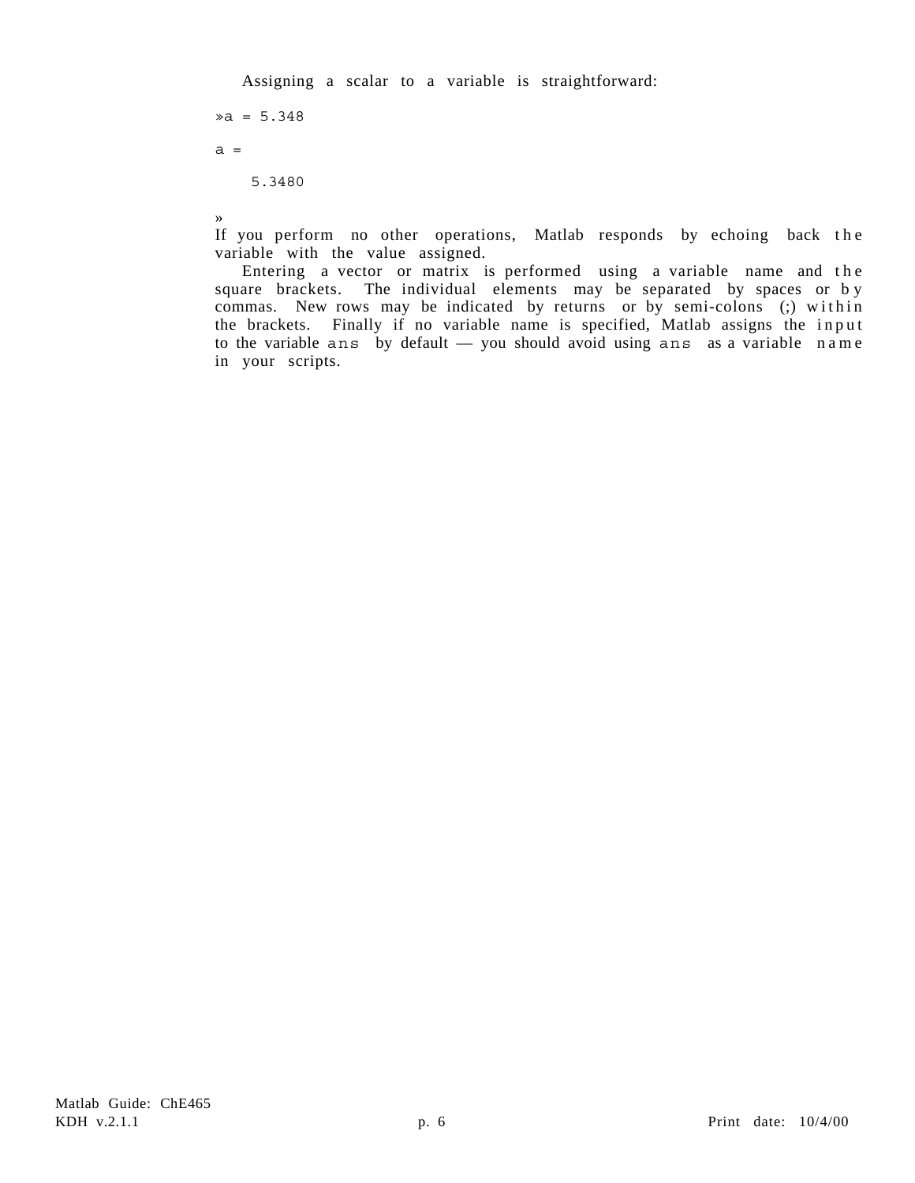Assigning a scalar to a variable is straightforward:

```
»a = 5.348

a =

    5.3480

»
```

If you perform no other operations, Matlab responds by echoing back the variable with the value assigned.

Entering a vector or matrix is performed using a variable name and the square brackets. The individual elements may be separated by spaces or by commas. New rows may be indicated by returns or by semi-colons (;) within the brackets. Finally if no variable name is specified, Matlab assigns the input to the variable `ans` by default — you should avoid using `ans` as a variable name in your scripts.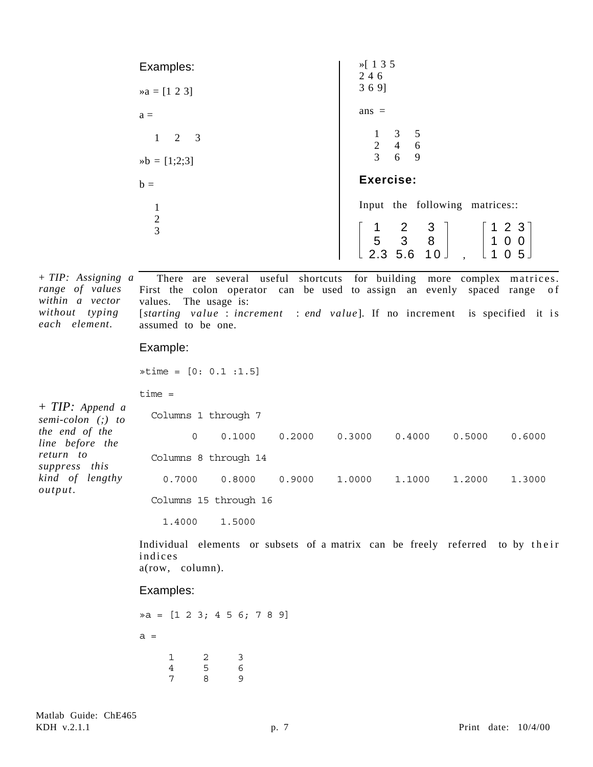Examples:

```
»a = [1 2 3]

a =

   1   2   3

»b = [1;2;3]

b =

   1
   2
   3
```

```
»[ 1 3 5
2 4 6
3 6 9]

ans =

   1   3   5
   2   4   6
   3   6   9
```

**Exercise:**

Input the following matrices::

$$\begin{bmatrix} 1 & 2 & 3 \\ 5 & 3 & 8 \\ 2.3 & 5.6 & 10 \end{bmatrix}, \quad \begin{bmatrix} 1 & 2 & 3 \\ 1 & 0 & 0 \\ 1 & 0 & 5 \end{bmatrix}$$

*+ TIP: Assigning a range of values within a vector without typing each element.*

There are several useful shortcuts for building more complex matrices. First the colon operator can be used to assign an evenly spaced range of values. The usage is:
[*starting value* : *increment* : *end value*]. If no increment is specified it is assumed to be one.

Example:

*+ TIP: Append a semi-colon (;) to the end of the line before the return to suppress this kind of lengthy output.*

```
»time = [0: 0.1 :1.5]

time =

  Columns 1 through 7

       0    0.1000    0.2000    0.3000    0.4000    0.5000    0.6000

  Columns 8 through 14

    0.7000    0.8000    0.9000    1.0000    1.1000    1.2000    1.3000

  Columns 15 through 16

    1.4000    1.5000
```

Individual elements or subsets of a matrix can be freely referred to by their indices
a(row, column).

Examples:

```
»a = [1 2 3; 4 5 6; 7 8 9]

a =

     1     2     3
     4     5     6
     7     8     9
```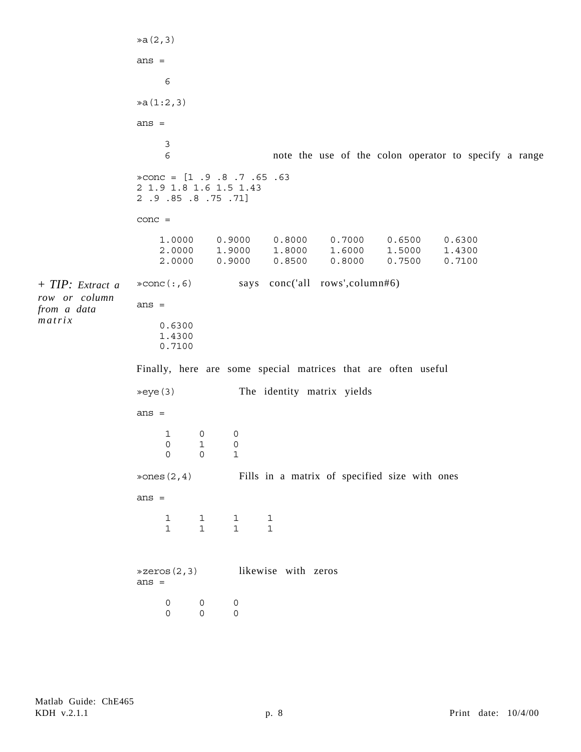```
»a(2,3)

ans =

     6

»a(1:2,3)

ans =

     3
     6
```

note the use of the colon operator to specify a range

```
»conc = [1 .9 .8 .7 .65 .63
2 1.9 1.8 1.6 1.5 1.43
2 .9 .85 .8 .75 .71]

conc =

    1.0000    0.9000    0.8000    0.7000    0.6500    0.6300
    2.0000    1.9000    1.8000    1.6000    1.5000    1.4300
    2.0000    0.9000    0.8500    0.8000    0.7500    0.7100
```

*+ TIP: Extract a row or column from a data matrix*

```
»conc(:,6)
```

says conc('all rows',column#6)

```
ans =

    0.6300
    1.4300
    0.7100
```

Finally, here are some special matrices that are often useful

```
»eye(3)
```

The identity matrix yields

```
ans =

     1     0     0
     0     1     0
     0     0     1
```

```
»ones(2,4)
```

Fills in a matrix of specified size with ones

```
ans =

     1     1     1     1
     1     1     1     1
```

```
»zeros(2,3)
```

likewise with zeros

```
ans =

     0     0     0
     0     0     0
```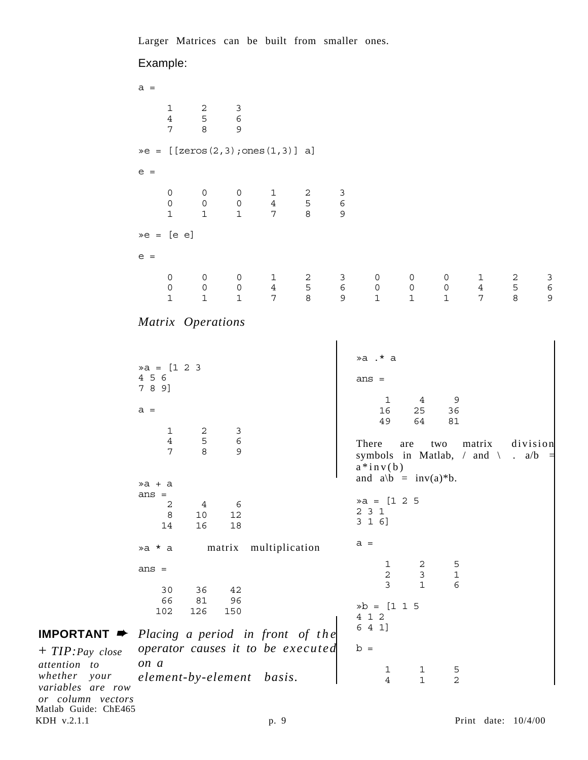Larger Matrices can be built from smaller ones.

Example:

```
a =

     1     2     3
     4     5     6
     7     8     9

»e = [[zeros(2,3);ones(1,3)] a]

e =

     0     0     0     1     2     3
     0     0     0     4     5     6
     1     1     1     7     8     9

»e = [e e]

e =

     0     0     0     1     2     3     0     0     0     1     2     3
     0     0     0     4     5     6     0     0     0     4     5     6
     1     1     1     7     8     9     1     1     1     7     8     9
```

*Matrix Operations*

```
»a = [1 2 3
4 5 6
7 8 9]

a =

     1     2     3
     4     5     6
     7     8     9

»a + a
ans =
     2     4     6
     8    10    12
    14    16    18

»a * a        matrix multiplication

ans =

    30    36    42
    66    81    96
   102   126   150
```

**IMPORTANT** ➨ *Placing a period in front of the operator causes it to be executed on a element-by-element basis.*

*+ TIP: Pay close attention to whether your variables are row or column vectors*

```
»a .* a

ans =

     1     4     9
    16    25    36
    49    64    81
```

There are two matrix division symbols in Matlab, / and \ . a/b = a*inv(b) and a\b = inv(a)*b.

```
»a = [1 2 5
2 3 1
3 1 6]

a =

     1     2     5
     2     3     1
     3     1     6

»b = [1 1 5
4 1 2
6 4 1]

b =

     1     1     5
     4     1     2
```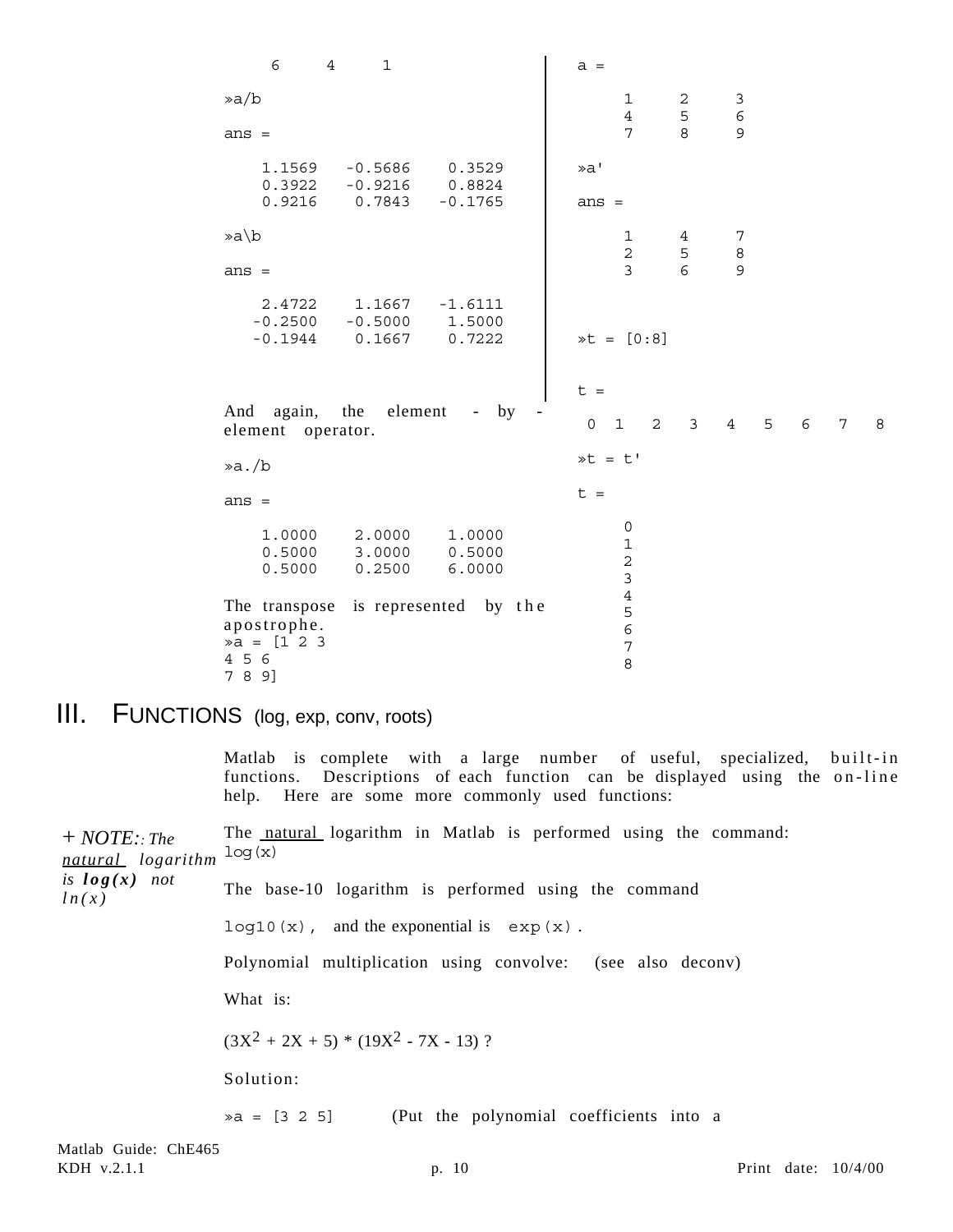```
     6     4     1

»a/b

ans =

    1.1569   -0.5686    0.3529
    0.3922   -0.9216    0.8824
    0.9216    0.7843   -0.1765

»a\b

ans =

    2.4722    1.1667   -1.6111
   -0.2500   -0.5000    1.5000
   -0.1944    0.1667    0.7222
```

And again, the element - by - element operator.

```
»a./b

ans =

    1.0000    2.0000    1.0000
    0.5000    3.0000    0.5000
    0.5000    0.2500    6.0000
```

The transpose is represented by the apostrophe.

```
»a = [1 2 3
4 5 6
7 8 9]

a =

     1     2     3
     4     5     6
     7     8     9

»a'

ans =

     1     4     7
     2     5     8
     3     6     9

»t = [0:8]

t =

 0  1   2   3   4   5   6   7   8

»t = t'

t =

     0
     1
     2
     3
     4
     5
     6
     7
     8
```

# III. FUNCTIONS (log, exp, conv, roots)

Matlab is complete with a large number of useful, specialized, built-in functions. Descriptions of each function can be displayed using the on-line help. Here are some more commonly used functions:

*+ NOTE:: The natural logarithm is **log(x)** not ln(x)*

The natural logarithm in Matlab is performed using the command: `log(x)`

The base-10 logarithm is performed using the command

`log10(x)`, and the exponential is `exp(x)`.

Polynomial multiplication using convolve: (see also deconv)

What is:

$(3X^2 + 2X + 5) * (19X^2 - 7X - 13)$ ?

Solution:

`»a = [3 2 5]` (Put the polynomial coefficients into a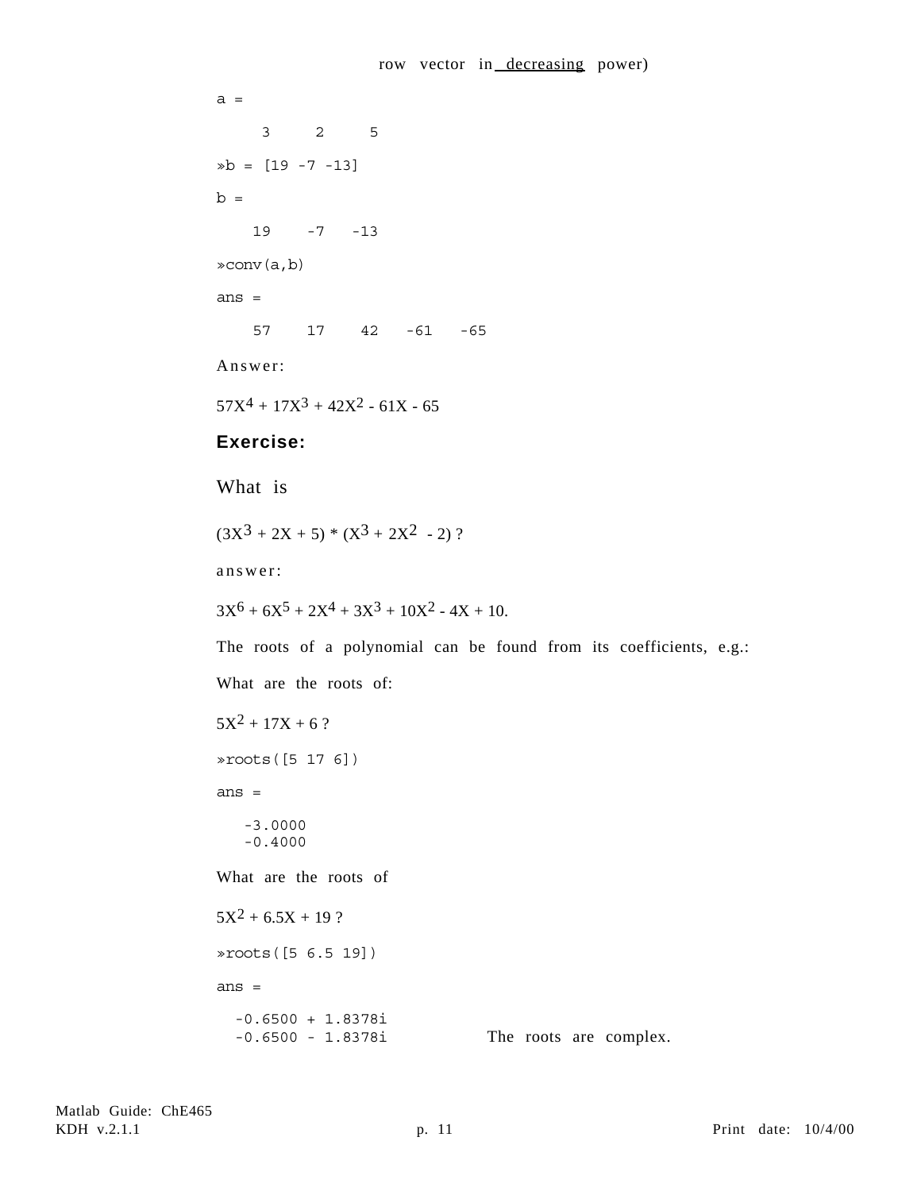row vector in decreasing power)

```
a =

     3     2     5

»b = [19 -7 -13]

b =

    19    -7   -13

»conv(a,b)

ans =

    57    17    42   -61   -65
```

Answer:

$57X^4 + 17X^3 + 42X^2 - 61X - 65$

**Exercise:**

What is

$(3X^3 + 2X + 5) * (X^3 + 2X^2 - 2)$ ?

answer:

$3X^6 + 6X^5 + 2X^4 + 3X^3 + 10X^2 - 4X + 10.$

The roots of a polynomial can be found from its coefficients, e.g.:

What are the roots of:

$5X^2 + 17X + 6$ ?

```
»roots([5 17 6])

ans =

   -3.0000
   -0.4000
```

What are the roots of

$5X^2 + 6.5X + 19$ ?

```
»roots([5 6.5 19])

ans =

  -0.6500 + 1.8378i
  -0.6500 - 1.8378i
```

The roots are complex.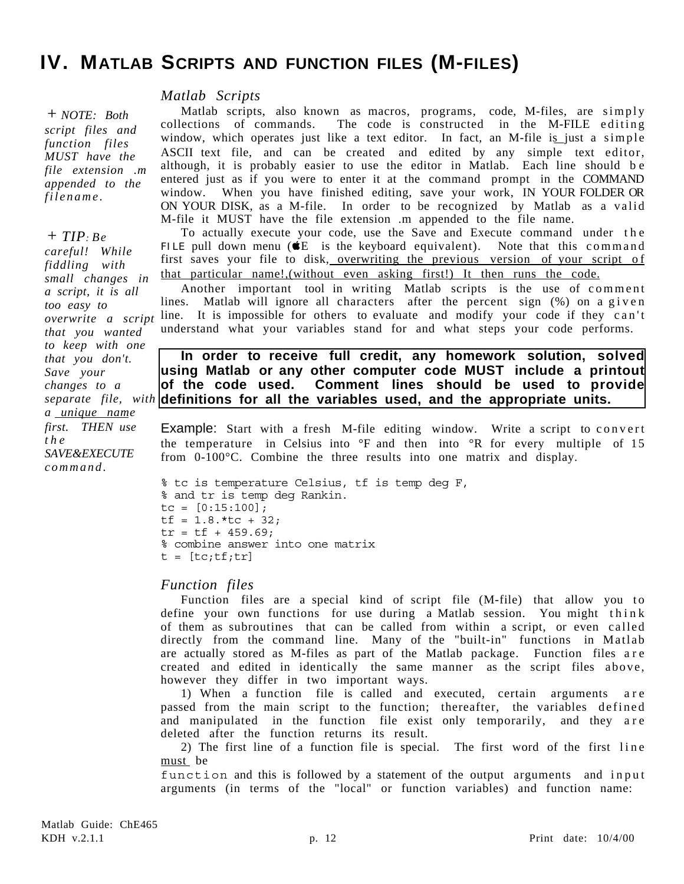# IV. MATLAB SCRIPTS AND FUNCTION FILES (M-FILES)

## *Matlab Scripts*

*+ NOTE: Both script files and function files MUST have the file extension .m appended to the filename.*

*+ TIP: Be careful! While fiddling with small changes in a script, it is all too easy to overwrite a script that you wanted to keep with one that you don't. Save your changes to a separate file, with a unique name first. THEN use the SAVE&EXECUTE command.*

Matlab scripts, also known as macros, programs, code, M-files, are simply collections of commands. The code is constructed in the M-FILE editing window, which operates just like a text editor. In fact, an M-file is just a simple ASCII text file, and can be created and edited by any simple text editor, although, it is probably easier to use the editor in Matlab. Each line should be entered just as if you were to enter it at the command prompt in the COMMAND window. When you have finished editing, save your work, IN YOUR FOLDER OR ON YOUR DISK, as a M-file. In order to be recognized by Matlab as a valid M-file it MUST have the file extension .m appended to the file name.

To actually execute your code, use the Save and Execute command under the FILE pull down menu (E is the keyboard equivalent). Note that this command first saves your file to disk, overwriting the previous version of your script of that particular name!,(without even asking first!) It then runs the code.

Another important tool in writing Matlab scripts is the use of comment lines. Matlab will ignore all characters after the percent sign (%) on a given line. It is impossible for others to evaluate and modify your code if they can't understand what your variables stand for and what steps your code performs.

**In order to receive full credit, any homework solution, solved using Matlab or any other computer code MUST include a printout of the code used. Comment lines should be used to provide definitions for all the variables used, and the appropriate units.**

Example: Start with a fresh M-file editing window. Write a script to convert the temperature in Celsius into °F and then into °R for every multiple of 15 from 0-100°C. Combine the three results into one matrix and display.

```
% tc is temperature Celsius, tf is temp deg F,
% and tr is temp deg Rankin.
tc = [0:15:100];
tf = 1.8.*tc + 32;
tr = tf + 459.69;
% combine answer into one matrix
t = [tc;tf;tr]
```

## *Function files*

Function files are a special kind of script file (M-file) that allow you to define your own functions for use during a Matlab session. You might think of them as subroutines that can be called from within a script, or even called directly from the command line. Many of the "built-in" functions in Matlab are actually stored as M-files as part of the Matlab package. Function files are created and edited in identically the same manner as the script files above, however they differ in two important ways.

1) When a function file is called and executed, certain arguments are passed from the main script to the function; thereafter, the variables defined and manipulated in the function file exist only temporarily, and they are deleted after the function returns its result.

2) The first line of a function file is special. The first word of the first line must be `function` and this is followed by a statement of the output arguments and input arguments (in terms of the "local" or function variables) and function name: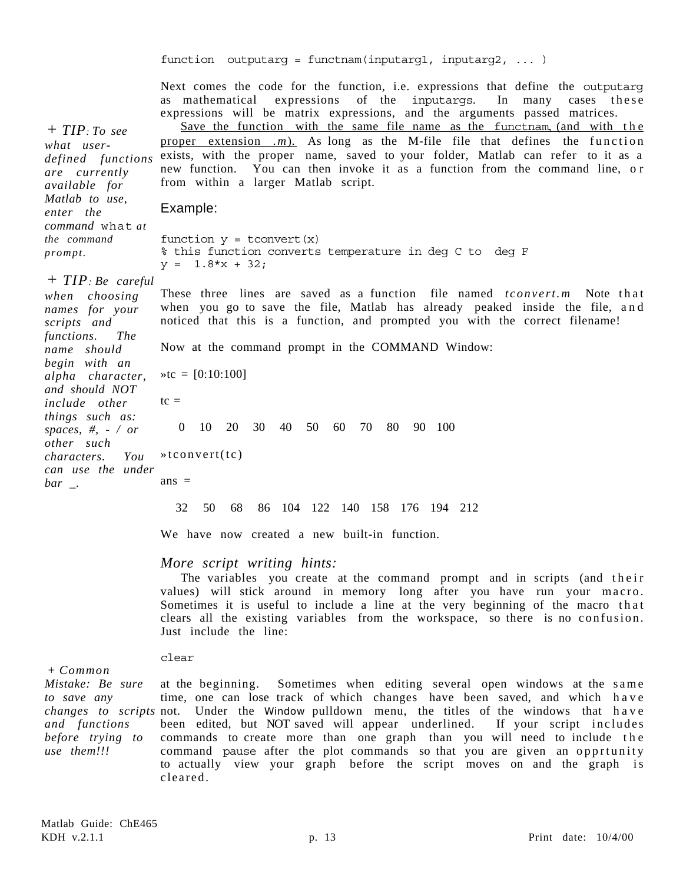```
function  outputarg = functnam(inputarg1, inputarg2, ... )
```

Next comes the code for the function, i.e. expressions that define the outputarg as mathematical expressions of the inputargs. In many cases these expressions will be matrix expressions, and the arguments passed matrices.

Save the function with the same file name as the functnam, (and with the proper extension *.m*). As long as the M-file file that defines the function exists, with the proper name, saved to your folder, Matlab can refer to it as a new function. You can then invoke it as a function from the command line, or from within a larger Matlab script.

> + *TIP: To see what user-defined functions are currently available for Matlab to use, enter the command* what *at the command prompt.*

Example:

```
function y = tconvert(x)
% this function converts temperature in deg C to  deg F
y =  1.8*x + 32;
```

> + *TIP: Be careful when choosing names for your scripts and functions. The name should begin with an alpha character, and should NOT include other things such as: spaces, #, - / or other such characters. You can use the under bar _.*

These three lines are saved as a function file named *tconvert.m* Note that when you go to save the file, Matlab has already peaked inside the file, and noticed that this is a function, and prompted you with the correct filename!

Now at the command prompt in the COMMAND Window:

```
»tc = [0:10:100]

tc =

   0   10   20   30   40   50   60   70   80   90  100

»tconvert(tc)

ans =

  32   50   68   86  104  122  140  158  176  194  212
```

We have now created a new built-in function.

### *More script writing hints:*

The variables you create at the command prompt and in scripts (and their values) will stick around in memory long after you have run your macro. Sometimes it is useful to include a line at the very beginning of the macro that clears all the existing variables from the workspace, so there is no confusion. Just include the line:

```
clear
```

at the beginning. Sometimes when editing several open windows at the same time, one can lose track of which changes have been saved, and which have not. Under the Window pulldown menu, the titles of the windows that have been edited, but NOT saved will appear underlined. If your script includes commands to create more than one graph than you will need to include the command pause after the plot commands so that you are given an opprtunity to actually view your graph before the script moves on and the graph is cleared.

> + *Common Mistake: Be sure to save any changes to scripts and functions before trying to use them!!!*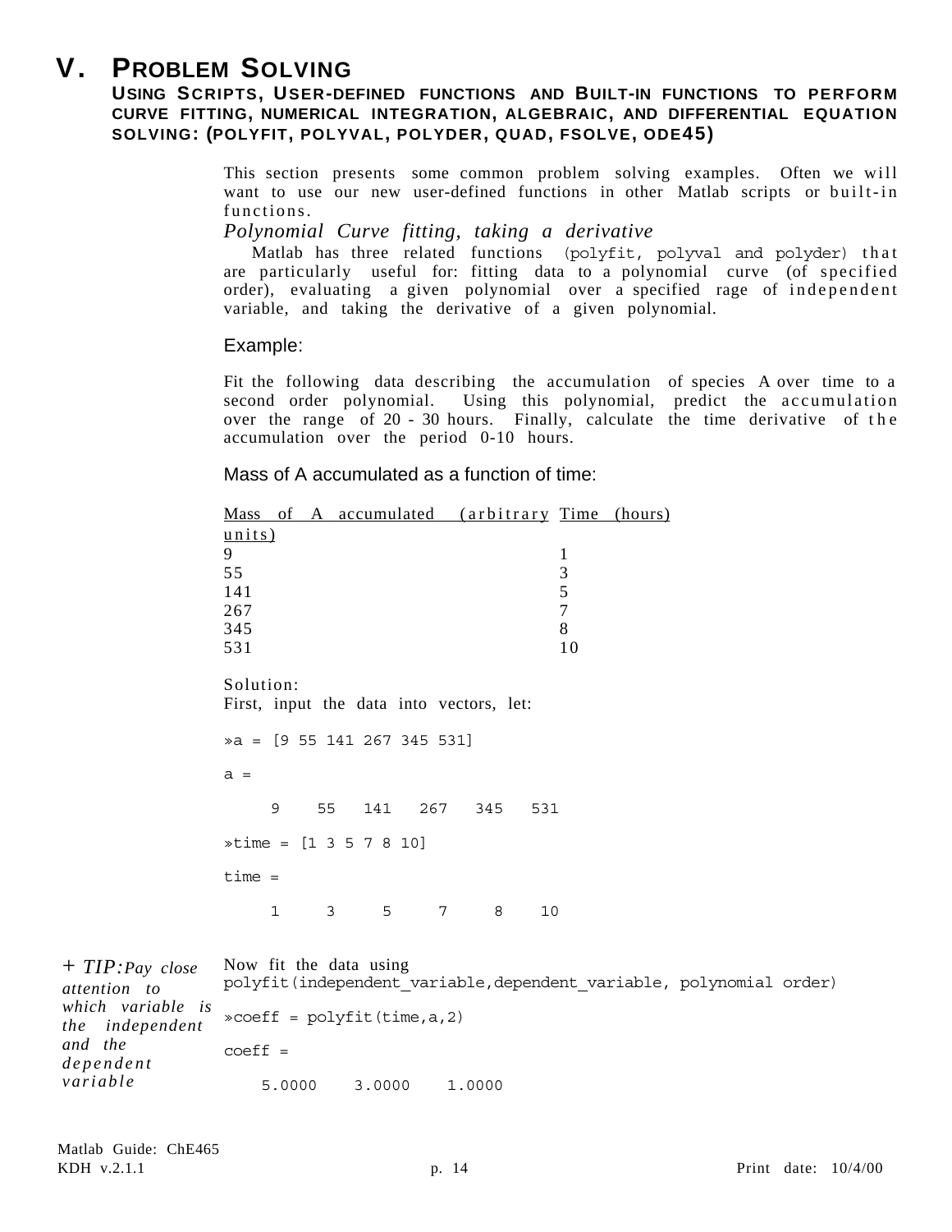# V. PROBLEM SOLVING

## USING SCRIPTS, USER-DEFINED FUNCTIONS AND BUILT-IN FUNCTIONS TO PERFORM CURVE FITTING, NUMERICAL INTEGRATION, ALGEBRAIC, AND DIFFERENTIAL EQUATION SOLVING: (POLYFIT, POLYVAL, POLYDER, QUAD, FSOLVE, ODE45)

This section presents some common problem solving examples. Often we will want to use our new user-defined functions in other Matlab scripts or built-in functions.

### *Polynomial Curve fitting, taking a derivative*

Matlab has three related functions (polyfit, polyval and polyder) that are particularly useful for: fitting data to a polynomial curve (of specified order), evaluating a given polynomial over a specified rage of independent variable, and taking the derivative of a given polynomial.

Example:

Fit the following data describing the accumulation of species A over time to a second order polynomial. Using this polynomial, predict the accumulation over the range of 20 - 30 hours. Finally, calculate the time derivative of the accumulation over the period 0-10 hours.

Mass of A accumulated as a function of time:

| Mass of A accumulated (arbitrary units) | Time (hours) |
|---|---|
| 9 | 1 |
| 55 | 3 |
| 141 | 5 |
| 267 | 7 |
| 345 | 8 |
| 531 | 10 |

Solution:
First, input the data into vectors, let:

```
»a = [9 55 141 267 345 531]

a =

     9    55   141   267   345   531

»time = [1 3 5 7 8 10]

time =

     1     3     5     7     8    10
```

*+ TIP: Pay close attention to which variable is the independent and the dependent variable*

Now fit the data using
polyfit(independent_variable,dependent_variable, polynomial order)

```
»coeff = polyfit(time,a,2)

coeff =

    5.0000    3.0000    1.0000
```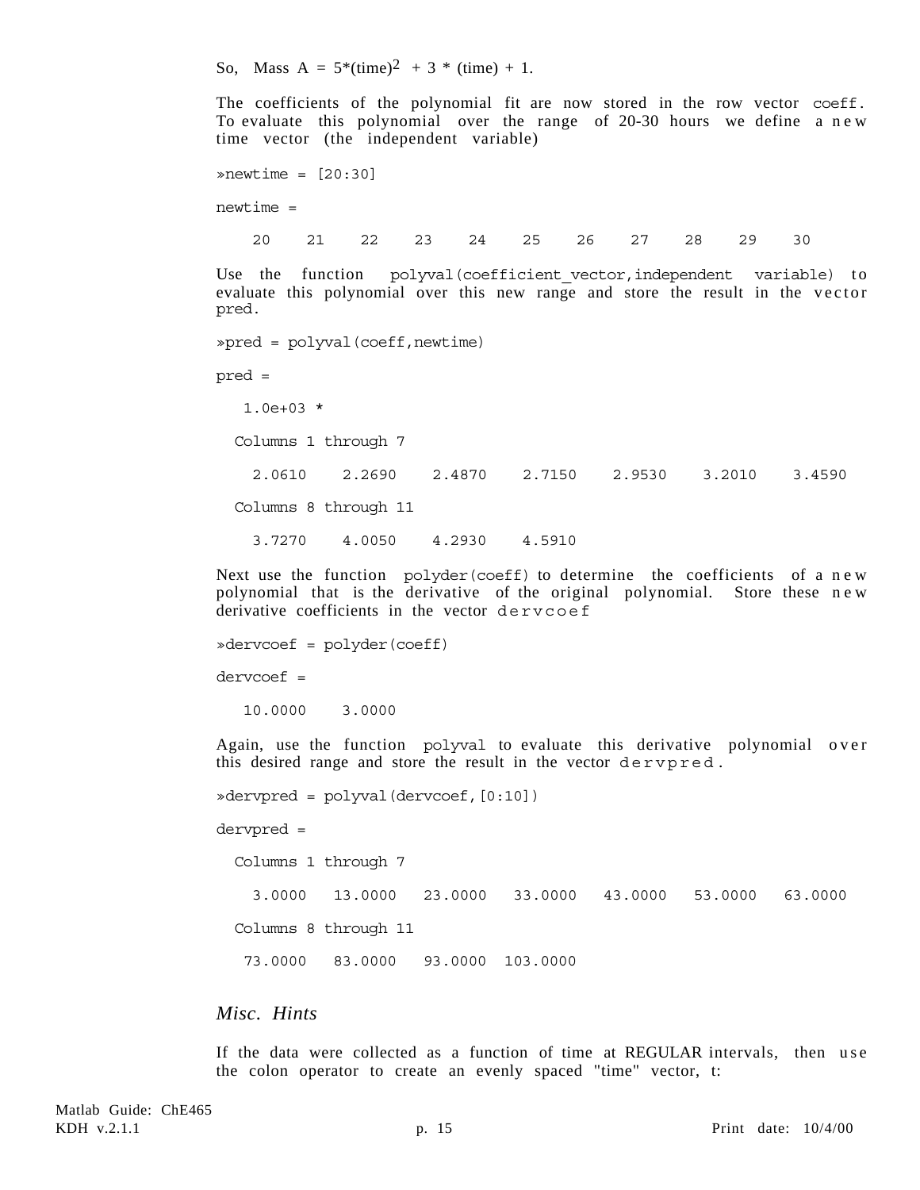So, Mass A = $5*(\text{time})^2 + 3 * (\text{time}) + 1$.

The coefficients of the polynomial fit are now stored in the row vector `coeff`. To evaluate this polynomial over the range of 20-30 hours we define a new time vector (the independent variable)

```
»newtime = [20:30]

newtime =

    20    21    22    23    24    25    26    27    28    29    30
```

Use the function `polyval(coefficient_vector,independent variable)` to evaluate this polynomial over this new range and store the result in the vector `pred`.

```
»pred = polyval(coeff,newtime)

pred =

   1.0e+03 *

  Columns 1 through 7

    2.0610    2.2690    2.4870    2.7150    2.9530    3.2010    3.4590

  Columns 8 through 11

    3.7270    4.0050    4.2930    4.5910
```

Next use the function `polyder(coeff)` to determine the coefficients of a new polynomial that is the derivative of the original polynomial. Store these new derivative coefficients in the vector `dervcoef`

```
»dervcoef = polyder(coeff)

dervcoef =

   10.0000    3.0000
```

Again, use the function `polyval` to evaluate this derivative polynomial over this desired range and store the result in the vector `dervpred`.

```
»dervpred = polyval(dervcoef,[0:10])

dervpred =

  Columns 1 through 7

    3.0000   13.0000   23.0000   33.0000   43.0000   53.0000   63.0000

  Columns 8 through 11

   73.0000   83.0000   93.0000  103.0000
```

### *Misc. Hints*

If the data were collected as a function of time at REGULAR intervals, then use the colon operator to create an evenly spaced "time" vector, t: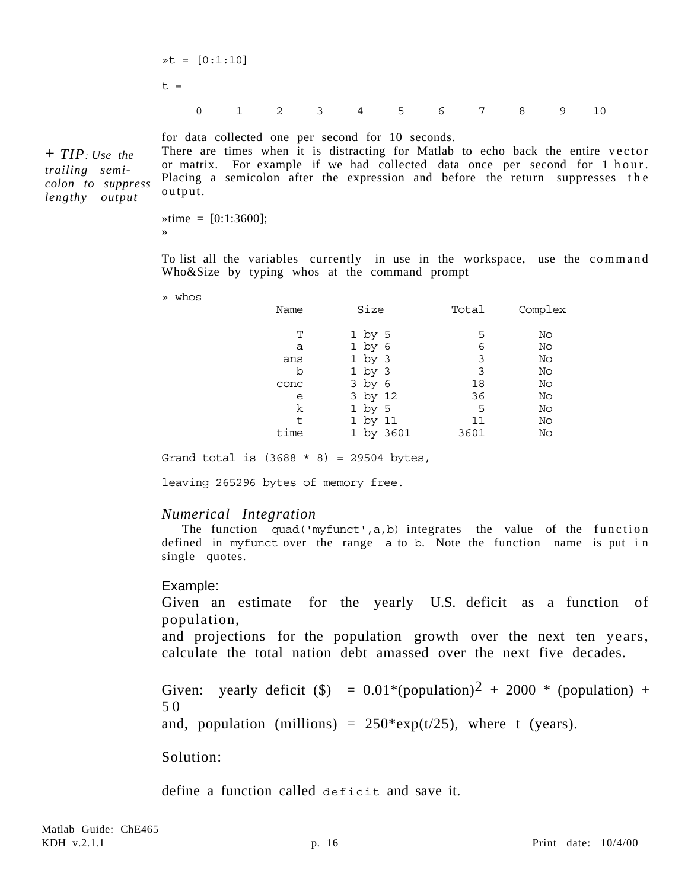```
»t = [0:1:10]

t =

     0     1     2     3     4     5     6     7     8     9    10
```

for data collected one per second for 10 seconds.

*+ TIP: Use the trailing semi-colon to suppress lengthy output*

There are times when it is distracting for Matlab to echo back the entire vector or matrix. For example if we had collected data once per second for 1 hour. Placing a semicolon after the expression and before the return suppresses the output.

```
»time = [0:1:3600];
»
```

To list all the variables currently in use in the workspace, use the command Who&Size by typing whos at the command prompt

```
» whos
              Name        Size          Total     Complex

                 T      1 by 5            5        No
                 a      1 by 6            6        No
               ans      1 by 3            3        No
                 b      1 by 3            3        No
              conc      3 by 6           18        No
                 e      3 by 12          36        No
                 k      1 by 5            5        No
                 t      1 by 11          11        No
              time      1 by 3601      3601        No

Grand total is (3688 * 8) = 29504 bytes,

leaving 265296 bytes of memory free.
```

### *Numerical Integration*

The function `quad('myfunct',a,b)` integrates the value of the function defined in `myfunct` over the range `a` to `b`. Note the function name is put in single quotes.

Example:

Given an estimate for the yearly U.S. deficit as a function of population, and projections for the population growth over the next ten years, calculate the total nation debt amassed over the next five decades.

Given: yearly deficit ($) = 0.01*(population)$^2$ + 2000 * (population) + 50

and, population (millions) = 250*exp(t/25), where t (years).

Solution:

define a function called `deficit` and save it.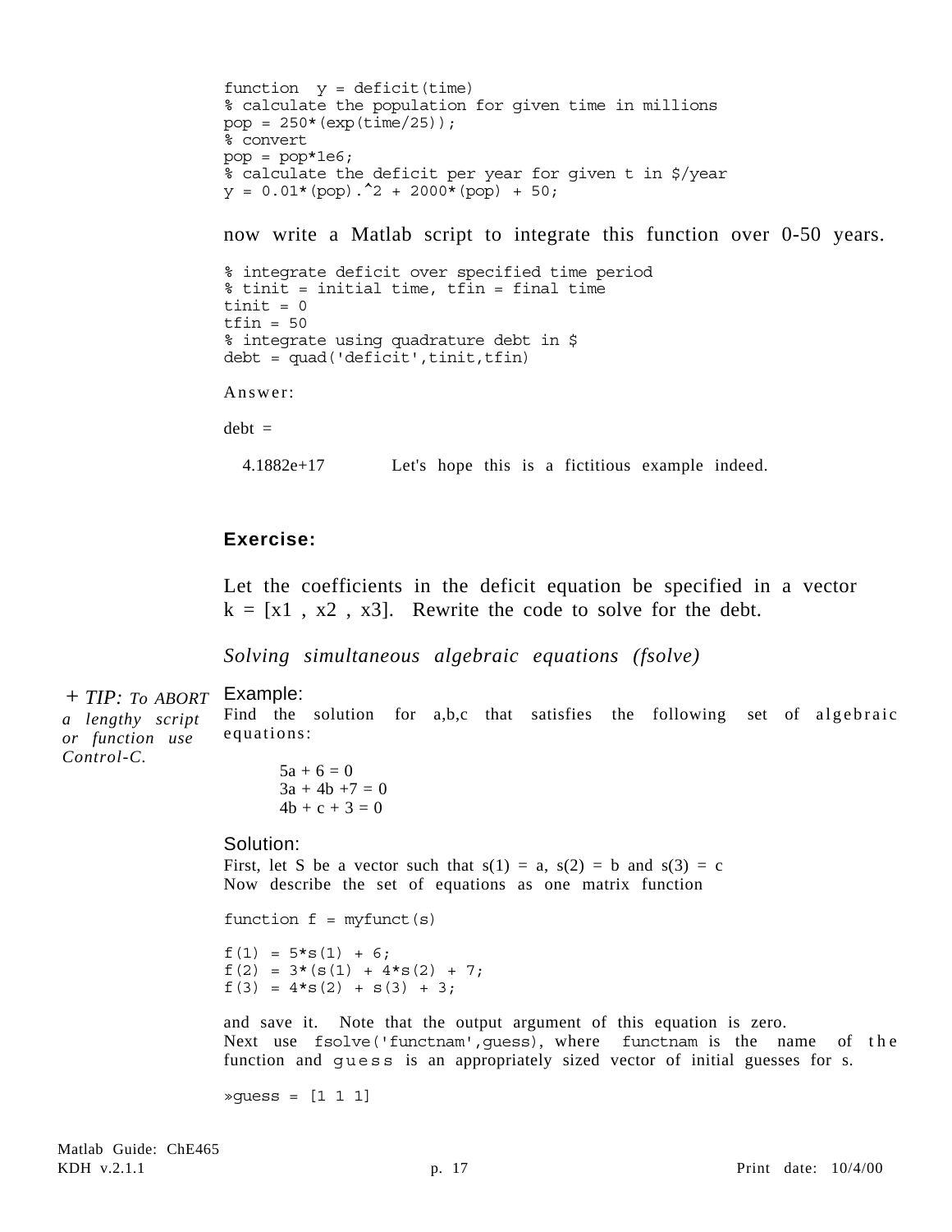```
function  y = deficit(time)
% calculate the population for given time in millions
pop = 250*(exp(time/25));
% convert
pop = pop*1e6;
% calculate the deficit per year for given t in $/year
y = 0.01*(pop).^2 + 2000*(pop) + 50;
```

now write a Matlab script to integrate this function over 0-50 years.

```
% integrate deficit over specified time period
% tinit = initial time, tfin = final time
tinit = 0
tfin = 50
% integrate using quadrature debt in $
debt = quad('deficit',tinit,tfin)
```

Answer:

debt =

4.1882e+17        Let's hope this is a fictitious example indeed.

**Exercise:**

Let the coefficients in the deficit equation be specified in a vector k = [x1 , x2 , x3]. Rewrite the code to solve for the debt.

*Solving simultaneous algebraic equations (fsolve)*

*+ TIP: To ABORT a lengthy script or function use Control-C.*

Example:

Find the solution for a,b,c that satisfies the following set of algebraic equations:

$$5a + 6 = 0$$
$$3a + 4b + 7 = 0$$
$$4b + c + 3 = 0$$

Solution:

First, let S be a vector such that s(1) = a, s(2) = b and s(3) = c
Now describe the set of equations as one matrix function

```
function f = myfunct(s)

f(1) = 5*s(1) + 6;
f(2) = 3*(s(1) + 4*s(2) + 7;
f(3) = 4*s(2) + s(3) + 3;
```

and save it. Note that the output argument of this equation is zero.
Next use `fsolve('functnam',guess)`, where `functnam` is the name of the function and `guess` is an appropriately sized vector of initial guesses for s.

```
»guess = [1 1 1]
```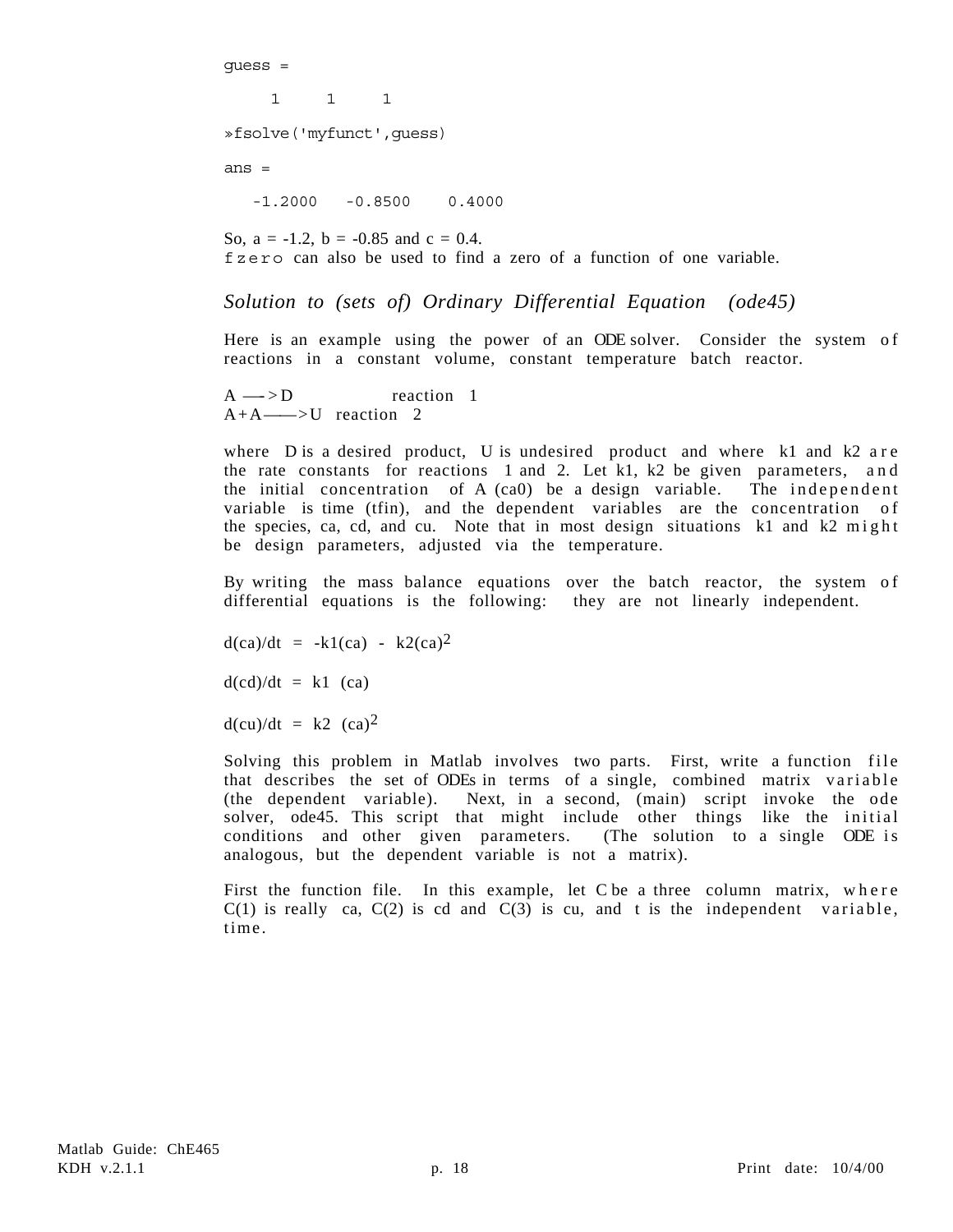```
guess =

     1     1     1

»fsolve('myfunct',guess)

ans =

   -1.2000   -0.8500    0.4000
```

So, a = -1.2, b = -0.85 and c = 0.4.
`fzero` can also be used to find a zero of a function of one variable.

### *Solution to (sets of) Ordinary Differential Equation (ode45)*

Here is an example using the power of an ODE solver. Consider the system of reactions in a constant volume, constant temperature batch reactor.

A —–> D reaction 1
A+A——>U reaction 2

where D is a desired product, U is undesired product and where k1 and k2 are the rate constants for reactions 1 and 2. Let k1, k2 be given parameters, and the initial concentration of A (ca0) be a design variable. The independent variable is time (tfin), and the dependent variables are the concentration of the species, ca, cd, and cu. Note that in most design situations k1 and k2 might be design parameters, adjusted via the temperature.

By writing the mass balance equations over the batch reactor, the system of differential equations is the following: they are not linearly independent.

$$d(ca)/dt = -k1(ca) - k2(ca)^2$$

$$d(cd)/dt = k1 (ca)$$

$$d(cu)/dt = k2 (ca)^2$$

Solving this problem in Matlab involves two parts. First, write a function file that describes the set of ODEs in terms of a single, combined matrix variable (the dependent variable). Next, in a second, (main) script invoke the ode solver, ode45. This script that might include other things like the initial conditions and other given parameters. (The solution to a single ODE is analogous, but the dependent variable is not a matrix).

First the function file. In this example, let C be a three column matrix, where C(1) is really ca, C(2) is cd and C(3) is cu, and t is the independent variable, time.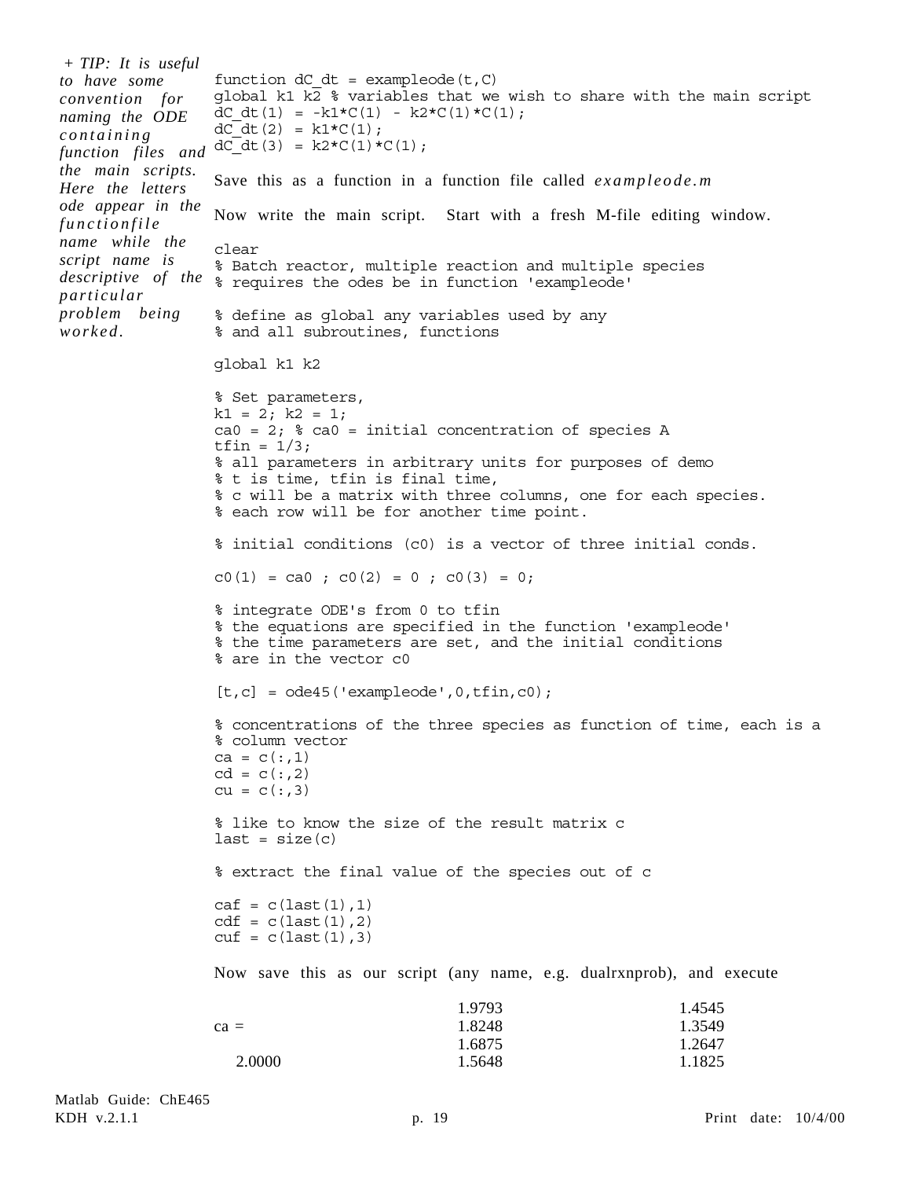*+ TIP: It is useful to have some convention for naming the ODE containing function files and the main scripts. Here the letters ode appear in the functionfile name while the script name is descriptive of the particular problem being worked.*

```
function dC_dt = exampleode(t,C)
global k1 k2 % variables that we wish to share with the main script
dC_dt(1) = -k1*C(1) - k2*C(1)*C(1);
dC_dt(2) = k1*C(1);
dC_dt(3) = k2*C(1)*C(1);
```

Save this as a function in a function file called *exampleode.m*

Now write the main script. Start with a fresh M-file editing window.

```
clear
% Batch reactor, multiple reaction and multiple species
% requires the odes be in function 'exampleode'

% define as global any variables used by any
% and all subroutines, functions

global k1 k2

% Set parameters,
k1 = 2; k2 = 1;
ca0 = 2; % ca0 = initial concentration of species A
tfin = 1/3;
% all parameters in arbitrary units for purposes of demo
% t is time, tfin is final time,
% c will be a matrix with three columns, one for each species.
% each row will be for another time point.

% initial conditions (c0) is a vector of three initial conds.

c0(1) = ca0 ; c0(2) = 0 ; c0(3) = 0;

% integrate ODE's from 0 to tfin
% the equations are specified in the function 'exampleode'
% the time parameters are set, and the initial conditions
% are in the vector c0

[t,c] = ode45('exampleode',0,tfin,c0);

% concentrations of the three species as function of time, each is a
% column vector
ca = c(:,1)
cd = c(:,2)
cu = c(:,3)

% like to know the size of the result matrix c
last = size(c)

% extract the final value of the species out of c

caf = c(last(1),1)
cdf = c(last(1),2)
cuf = c(last(1),3)
```

Now save this as our script (any name, e.g. dualrxnprob), and execute

```
ca =

   2.0000
   1.9793
   1.8248
   1.6875
   1.5648
   1.4545
   1.3549
   1.2647
   1.1825
```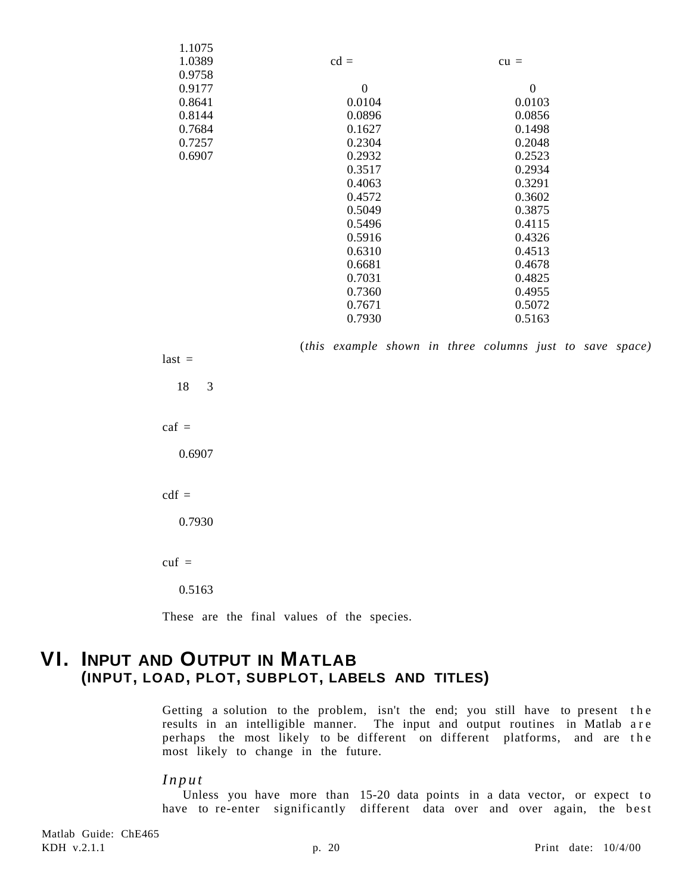```
   1.1075
   1.0389              cd =                cu =
   0.9758
   0.9177                   0                   0
   0.8641              0.0104              0.0103
   0.8144              0.0896              0.0856
   0.7684              0.1627              0.1498
   0.7257              0.2304              0.2048
   0.6907              0.2932              0.2523
                       0.3517              0.2934
                       0.4063              0.3291
                       0.4572              0.3602
                       0.5049              0.3875
                       0.5496              0.4115
                       0.5916              0.4326
                       0.6310              0.4513
                       0.6681              0.4678
                       0.7031              0.4825
                       0.7360              0.4955
                       0.7671              0.5072
                       0.7930              0.5163
```

(*this example shown in three columns just to save space*)

```
last =

   18     3


caf =

   0.6907


cdf =

   0.7930


cuf =

   0.5163
```

These are the final values of the species.

# VI. INPUT AND OUTPUT IN MATLAB
## (INPUT, LOAD, PLOT, SUBPLOT, LABELS AND TITLES)

Getting a solution to the problem, isn't the end; you still have to present the results in an intelligible manner. The input and output routines in Matlab are perhaps the most likely to be different on different platforms, and are the most likely to change in the future.

### *Input*

Unless you have more than 15-20 data points in a data vector, or expect to have to re-enter significantly different data over and over again, the best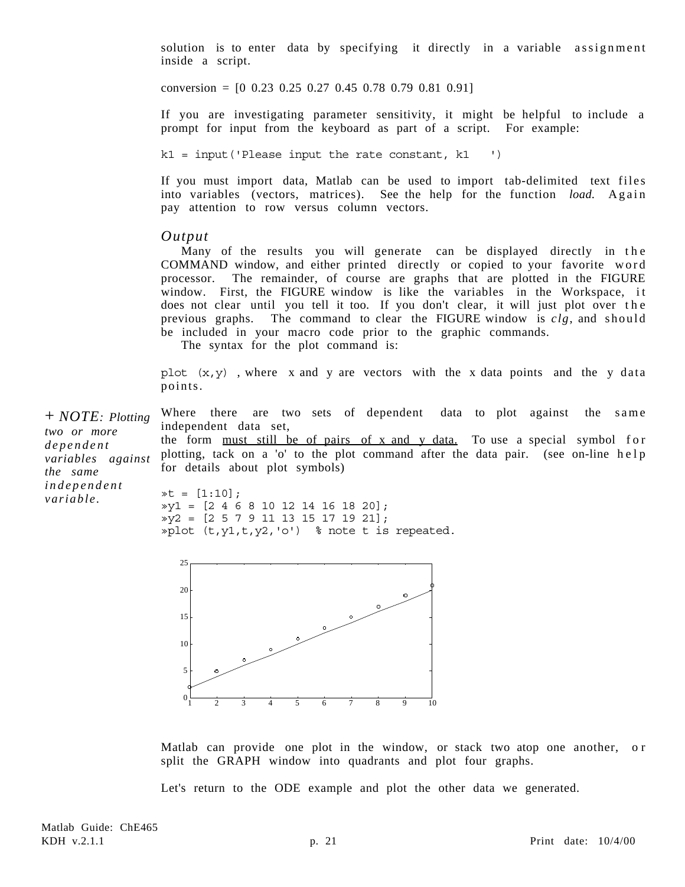solution is to enter data by specifying it directly in a variable assignment inside a script.

```
conversion = [0 0.23 0.25 0.27 0.45 0.78 0.79 0.81 0.91]
```

If you are investigating parameter sensitivity, it might be helpful to include a prompt for input from the keyboard as part of a script. For example:

```
k1 = input('Please input the rate constant, k1   ')
```

If you must import data, Matlab can be used to import tab-delimited text files into variables (vectors, matrices). See the help for the function *load.* Again pay attention to row versus column vectors.

### *Output*

Many of the results you will generate can be displayed directly in the COMMAND window, and either printed directly or copied to your favorite word processor. The remainder, of course are graphs that are plotted in the FIGURE window. First, the FIGURE window is like the variables in the Workspace, it does not clear until you tell it too. If you don't clear, it will just plot over the previous graphs. The command to clear the FIGURE window is *clg*, and should be included in your macro code prior to the graphic commands.

The syntax for the plot command is:

`plot (x,y)` , where x and y are vectors with the x data points and the y data points.

*+ NOTE: Plotting two or more dependent variables against the same independent variable.*

Where there are two sets of dependent data to plot against the same independent data set,
the form <u>must still be of pairs of x and y data.</u> To use a special symbol for plotting, tack on a 'o' to the plot command after the data pair. (see on-line help for details about plot symbols)

```
»t = [1:10];
»y1 = [2 4 6 8 10 12 14 16 18 20];
»y2 = [2 5 7 9 11 13 15 17 19 21];
»plot (t,y1,t,y2,'o')  % note t is repeated.
```

Matlab can provide one plot in the window, or stack two atop one another, or split the GRAPH window into quadrants and plot four graphs.

Let's return to the ODE example and plot the other data we generated.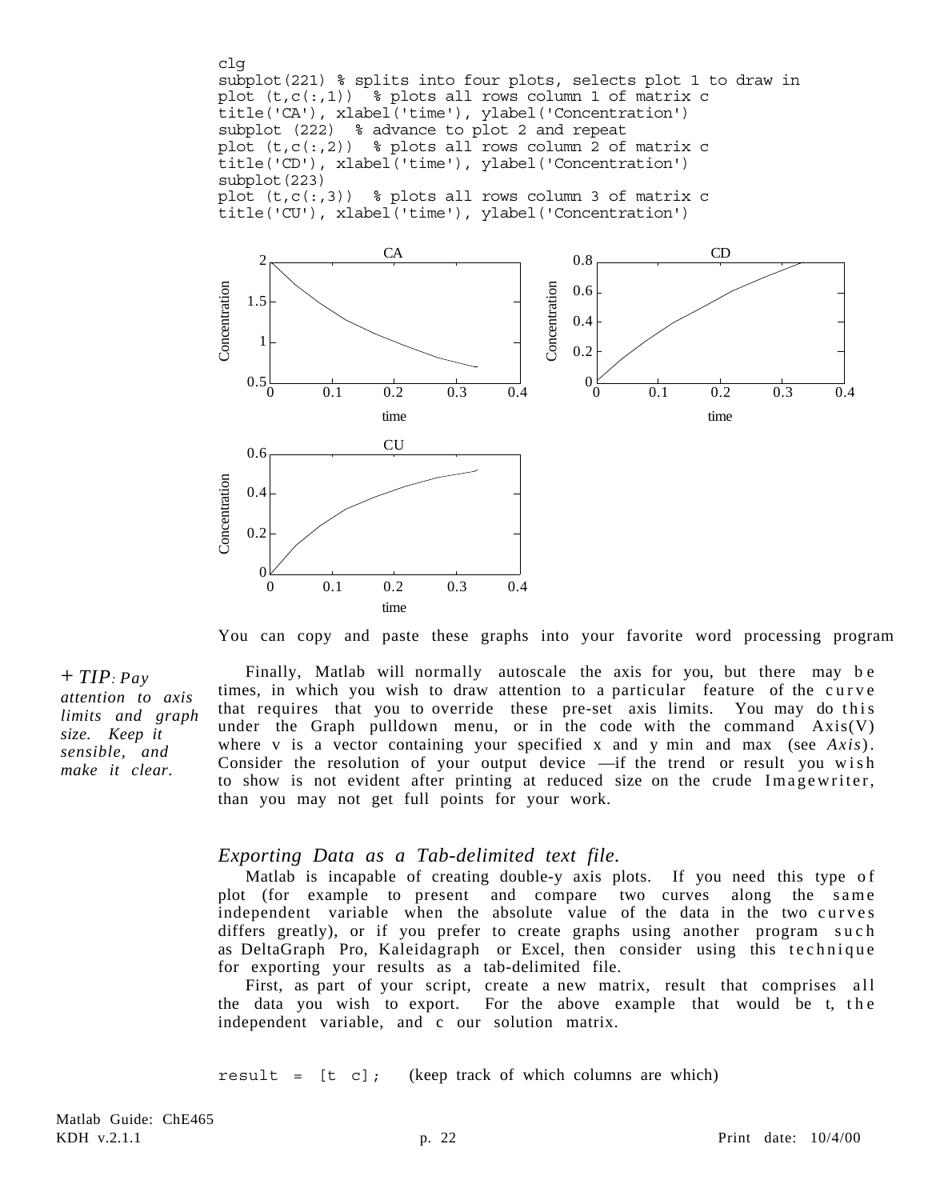```
clg
subplot(221) % splits into four plots, selects plot 1 to draw in
plot (t,c(:,1))  % plots all rows column 1 of matrix c
title('CA'), xlabel('time'), ylabel('Concentration')
subplot (222)  % advance to plot 2 and repeat
plot (t,c(:,2))  % plots all rows column 2 of matrix c
title('CD'), xlabel('time'), ylabel('Concentration')
subplot(223)
plot (t,c(:,3))  % plots all rows column 3 of matrix c
title('CU'), xlabel('time'), ylabel('Concentration')
```

You can copy and paste these graphs into your favorite word processing program

*+ TIP: Pay attention to axis limits and graph size. Keep it sensible, and make it clear.*

Finally, Matlab will normally autoscale the axis for you, but there may be times, in which you wish to draw attention to a particular feature of the curve that requires that you to override these pre-set axis limits. You may do this under the Graph pulldown menu, or in the code with the command Axis(V) where v is a vector containing your specified x and y min and max (see *Axis*). Consider the resolution of your output device —if the trend or result you wish to show is not evident after printing at reduced size on the crude Imagewriter, than you may not get full points for your work.

### *Exporting Data as a Tab-delimited text file.*

Matlab is incapable of creating double-y axis plots. If you need this type of plot (for example to present and compare two curves along the same independent variable when the absolute value of the data in the two curves differs greatly), or if you prefer to create graphs using another program such as DeltaGraph Pro, Kaleidagraph or Excel, then consider using this technique for exporting your results as a tab-delimited file.

First, as part of your script, create a new matrix, result that comprises all the data you wish to export. For the above example that would be t, the independent variable, and c our solution matrix.

```
result = [t c];
```
(keep track of which columns are which)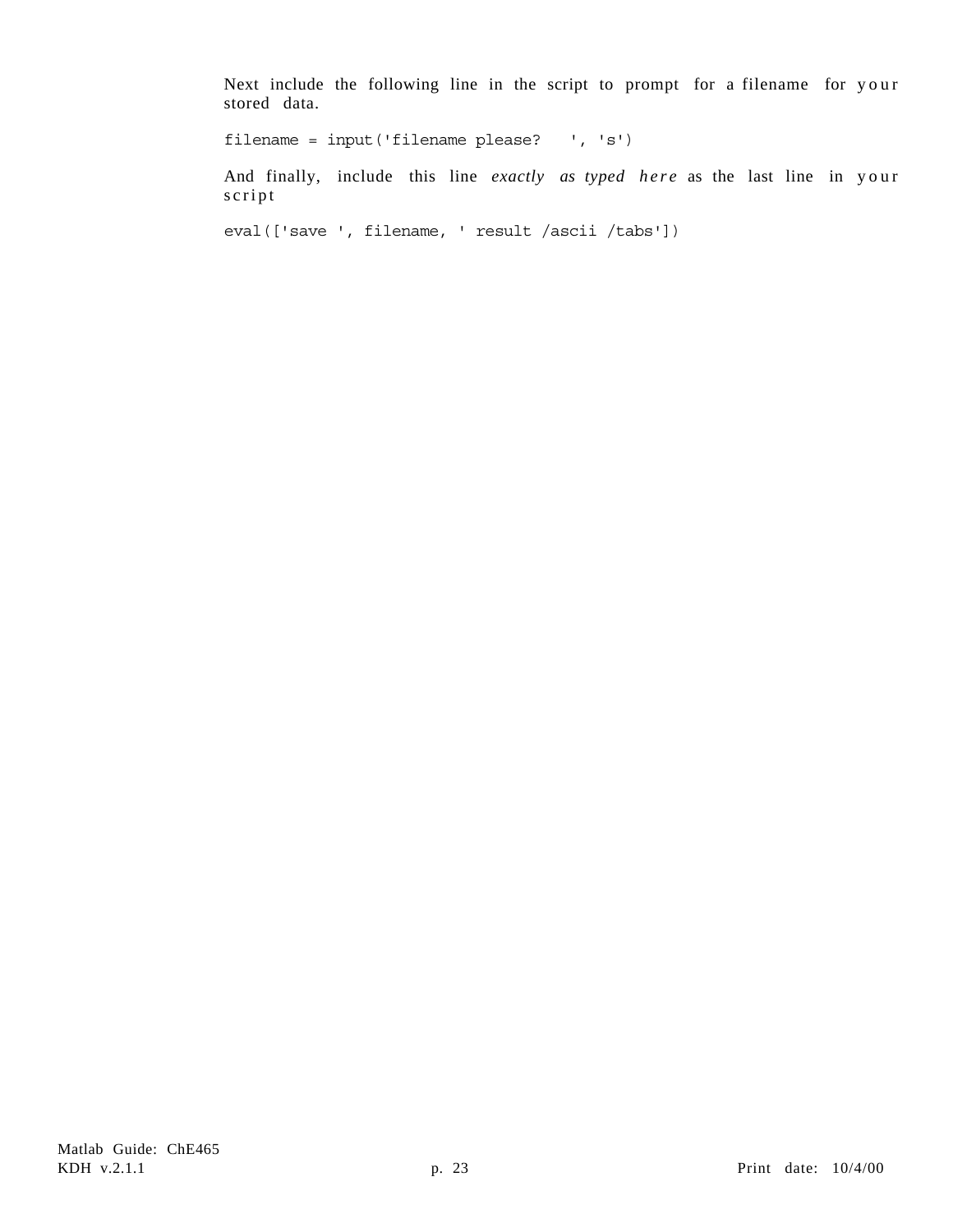Next include the following line in the script to prompt for a filename for your stored data.

```
filename = input('filename please?   ', 's')
```

And finally, include this line *exactly as typed here* as the last line in your script

```
eval(['save ', filename, ' result /ascii /tabs'])
```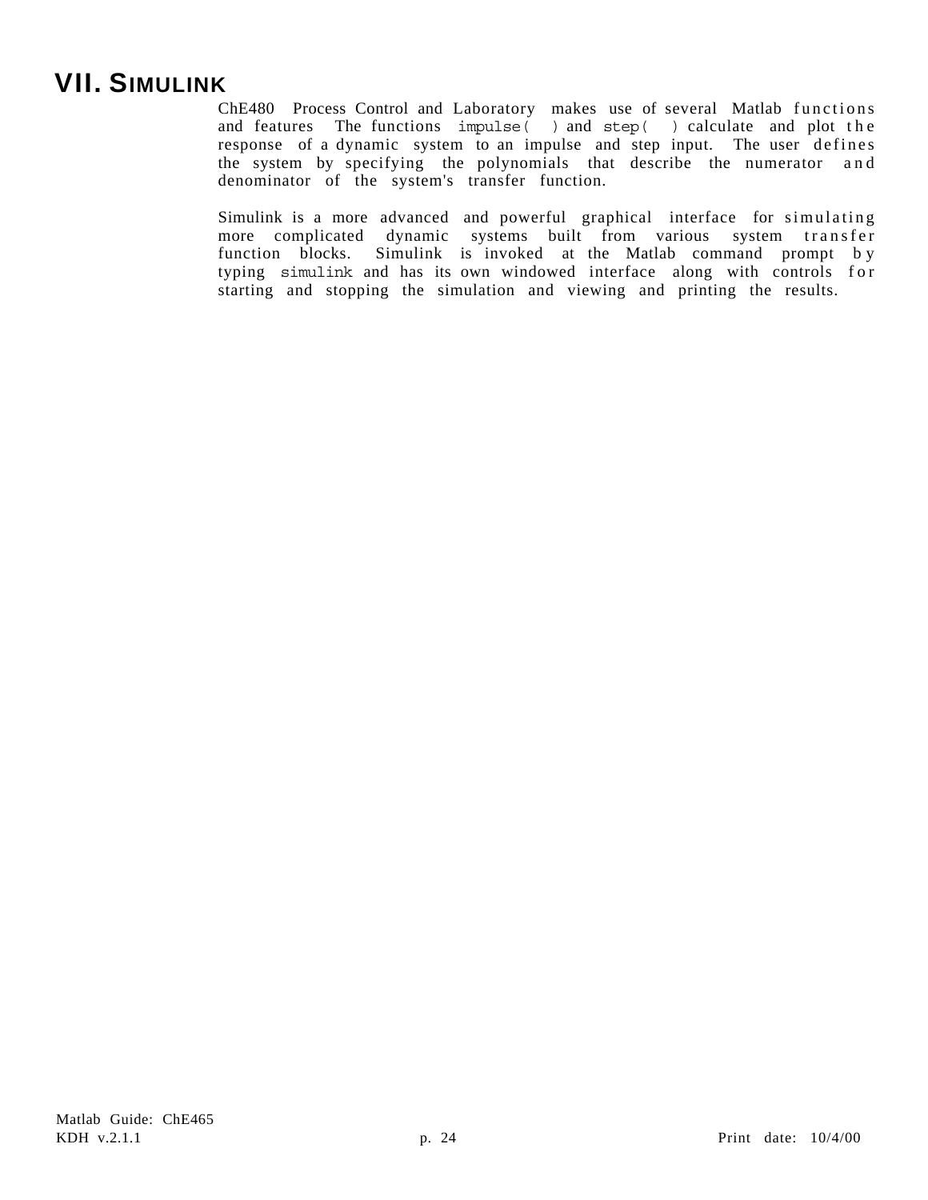# VII. SIMULINK

ChE480 Process Control and Laboratory makes use of several Matlab functions and features The functions `impulse( )` and `step( )` calculate and plot the response of a dynamic system to an impulse and step input. The user defines the system by specifying the polynomials that describe the numerator and denominator of the system's transfer function.

Simulink is a more advanced and powerful graphical interface for simulating more complicated dynamic systems built from various system transfer function blocks. Simulink is invoked at the Matlab command prompt by typing `simulink` and has its own windowed interface along with controls for starting and stopping the simulation and viewing and printing the results.